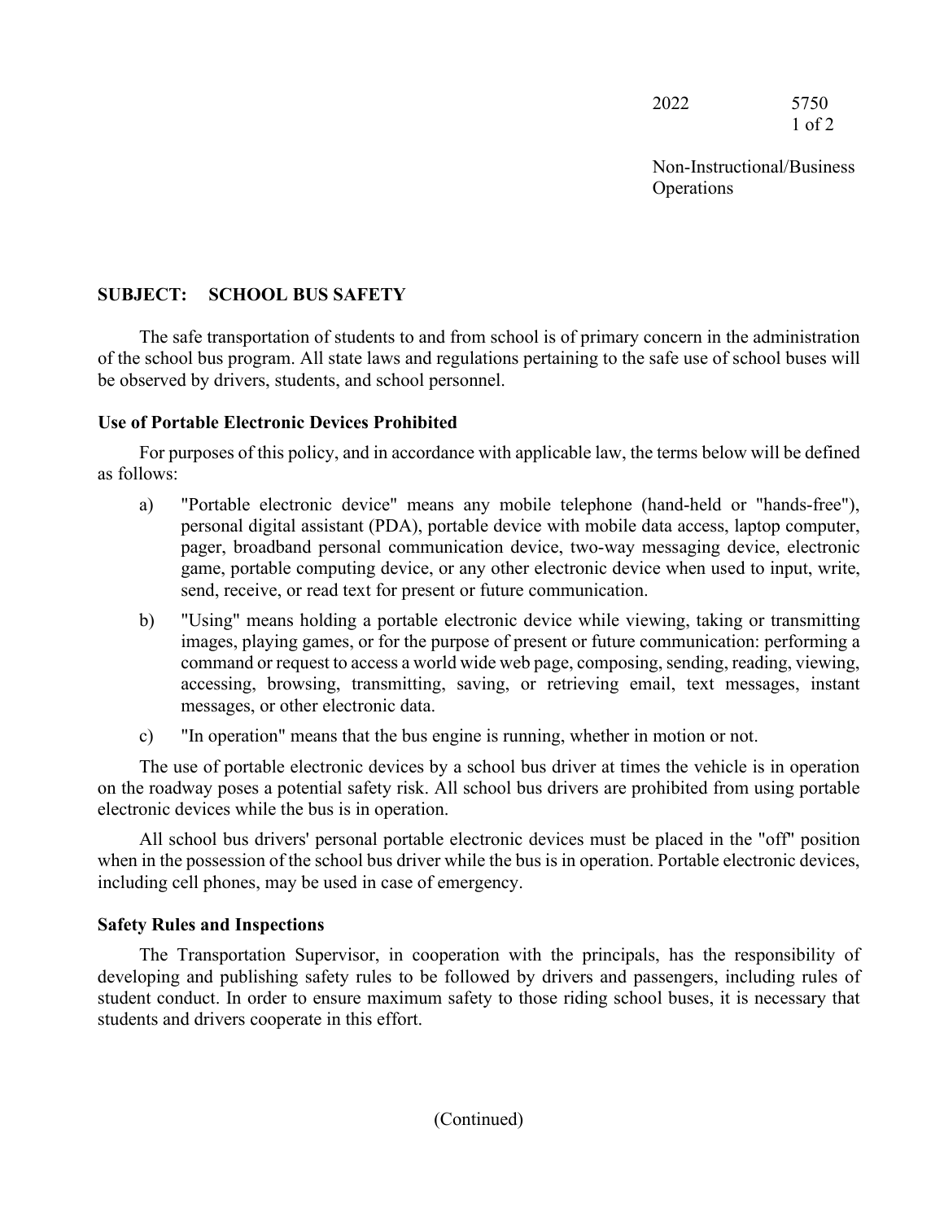# SUBJECT: SCHOOL BUS SAFETY

The safe transportation of students to and from school is of primary concern in the administration of the school bus program. All state laws and regulations pertaining to the safe use of school buses will be observed by drivers, students, and school personnel.

## Use of Portable Electronic Devices Prohibited

For purposes of this policy, and in accordance with applicable law, the terms below will be defined as follows:

a) "Portable electronic device" means any mobile telephone (hand-held or "hands-free"), personal digital assistant (PDA), portable device with mobile data access, laptop computer, pager, broadband personal communication device, two-way messaging device, electronic game, portable computing device, or any other electronic device when used to input, write, send, receive, or read text for present or future communication.

b) "Using" means holding a portable electronic device while viewing, taking or transmitting images, playing games, or for the purpose of present or future communication: performing a command or request to access a world wide web page, composing, sending, reading, viewing, accessing, browsing, transmitting, saving, or retrieving email, text messages, instant messages, or other electronic data.

c) "In operation" means that the bus engine is running, whether in motion or not.

The use of portable electronic devices by a school bus driver at times the vehicle is in operation on the roadway poses a potential safety risk. All school bus drivers are prohibited from using portable electronic devices while the bus is in operation.

All school bus drivers' personal portable electronic devices must be placed in the "off" position when in the possession of the school bus driver while the bus is in operation. Portable electronic devices, including cell phones, may be used in case of emergency.

## Safety Rules and Inspections

The Transportation Supervisor, in cooperation with the principals, has the responsibility of developing and publishing safety rules to be followed by drivers and passengers, including rules of student conduct. In order to ensure maximum safety to those riding school buses, it is necessary that students and drivers cooperate in this effort.

(Continued)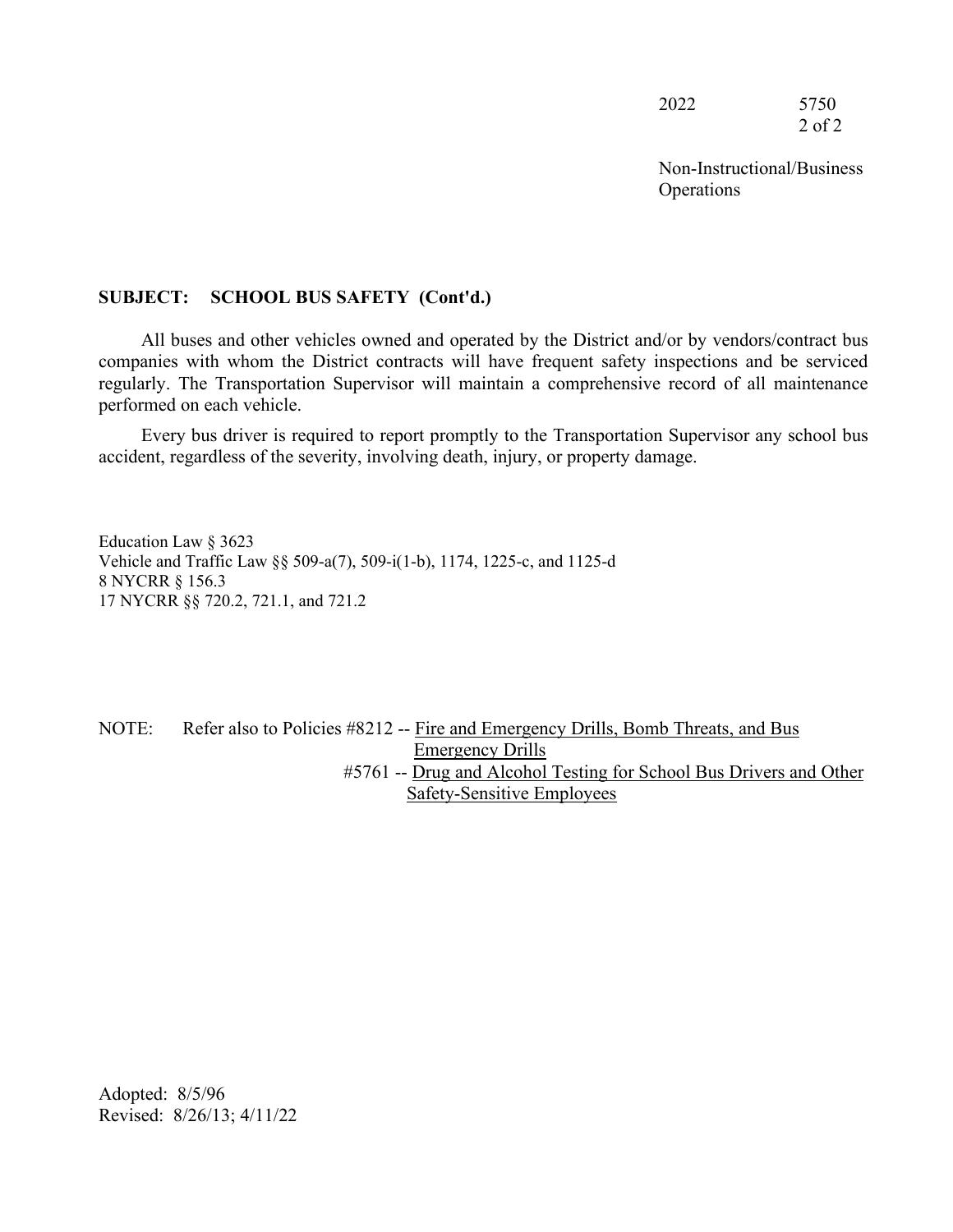## SUBJECT: SCHOOL BUS SAFETY (Cont'd.)

All buses and other vehicles owned and operated by the District and/or by vendors/contract bus companies with whom the District contracts will have frequent safety inspections and be serviced regularly. The Transportation Supervisor will maintain a comprehensive record of all maintenance performed on each vehicle.

Every bus driver is required to report promptly to the Transportation Supervisor any school bus accident, regardless of the severity, involving death, injury, or property damage.

Education Law § 3623
Vehicle and Traffic Law §§ 509-a(7), 509-i(1-b), 1174, 1225-c, and 1125-d
8 NYCRR § 156.3
17 NYCRR §§ 720.2, 721.1, and 721.2

NOTE: Refer also to Policies #8212 -- Fire and Emergency Drills, Bomb Threats, and Bus Emergency Drills
#5761 -- Drug and Alcohol Testing for School Bus Drivers and Other Safety-Sensitive Employees

Adopted: 8/5/96
Revised: 8/26/13; 4/11/22